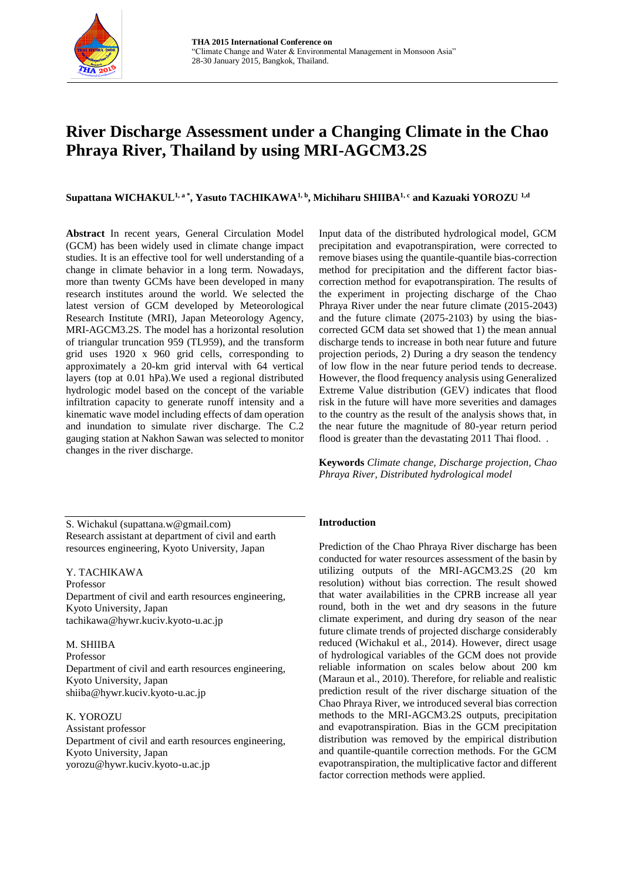# River Discharge Assessment under a Changing Climate in the Chao Phraya River, Thailand by using MRI-AGCM3.2S

**Supattana WICHAKUL[1, a *], Yasuto TACHIKAWA[1, b], Michiharu SHIIBA[1, c] and Kazuaki YOROZU [1,d]**

**Abstract** In recent years, General Circulation Model (GCM) has been widely used in climate change impact studies. It is an effective tool for well understanding of a change in climate behavior in a long term. Nowadays, more than twenty GCMs have been developed in many research institutes around the world. We selected the latest version of GCM developed by Meteorological Research Institute (MRI), Japan Meteorology Agency, MRI-AGCM3.2S. The model has a horizontal resolution of triangular truncation 959 (TL959), and the transform grid uses 1920 x 960 grid cells, corresponding to approximately a 20-km grid interval with 64 vertical layers (top at 0.01 hPa).We used a regional distributed hydrologic model based on the concept of the variable infiltration capacity to generate runoff intensity and a kinematic wave model including effects of dam operation and inundation to simulate river discharge. The C.2 gauging station at Nakhon Sawan was selected to monitor changes in the river discharge. Input data of the distributed hydrological model, GCM precipitation and evapotranspiration, were corrected to remove biases using the quantile-quantile bias-correction method for precipitation and the different factor bias-correction method for evapotranspiration. The results of the experiment in projecting discharge of the Chao Phraya River under the near future climate (2015-2043) and the future climate (2075-2103) by using the bias-corrected GCM data set showed that 1) the mean annual discharge tends to increase in both near future and future projection periods, 2) During a dry season the tendency of low flow in the near future period tends to decrease. However, the flood frequency analysis using Generalized Extreme Value distribution (GEV) indicates that flood risk in the future will have more severities and damages to the country as the result of the analysis shows that, in the near future the magnitude of 80-year return period flood is greater than the devastating 2011 Thai flood. .

**Keywords** *Climate change, Discharge projection, Chao Phraya River, Distributed hydrological model*

S. Wichakul (supattana.w@gmail.com)
Research assistant at department of civil and earth resources engineering, Kyoto University, Japan

Y. TACHIKAWA
Professor
Department of civil and earth resources engineering, Kyoto University, Japan
tachikawa@hywr.kuciv.kyoto-u.ac.jp

M. SHIIBA
Professor
Department of civil and earth resources engineering, Kyoto University, Japan
shiiba@hywr.kuciv.kyoto-u.ac.jp

K. YOROZU
Assistant professor
Department of civil and earth resources engineering, Kyoto University, Japan
yorozu@hywr.kuciv.kyoto-u.ac.jp

## Introduction

Prediction of the Chao Phraya River discharge has been conducted for water resources assessment of the basin by utilizing outputs of the MRI-AGCM3.2S (20 km resolution) without bias correction. The result showed that water availabilities in the CPRB increase all year round, both in the wet and dry seasons in the future climate experiment, and during dry season of the near future climate trends of projected discharge considerably reduced (Wichakul et al., 2014). However, direct usage of hydrological variables of the GCM does not provide reliable information on scales below about 200 km (Maraun et al., 2010). Therefore, for reliable and realistic prediction result of the river discharge situation of the Chao Phraya River, we introduced several bias correction methods to the MRI-AGCM3.2S outputs, precipitation and evapotranspiration. Bias in the GCM precipitation distribution was removed by the empirical distribution and quantile-quantile correction methods. For the GCM evapotranspiration, the multiplicative factor and different factor correction methods were applied.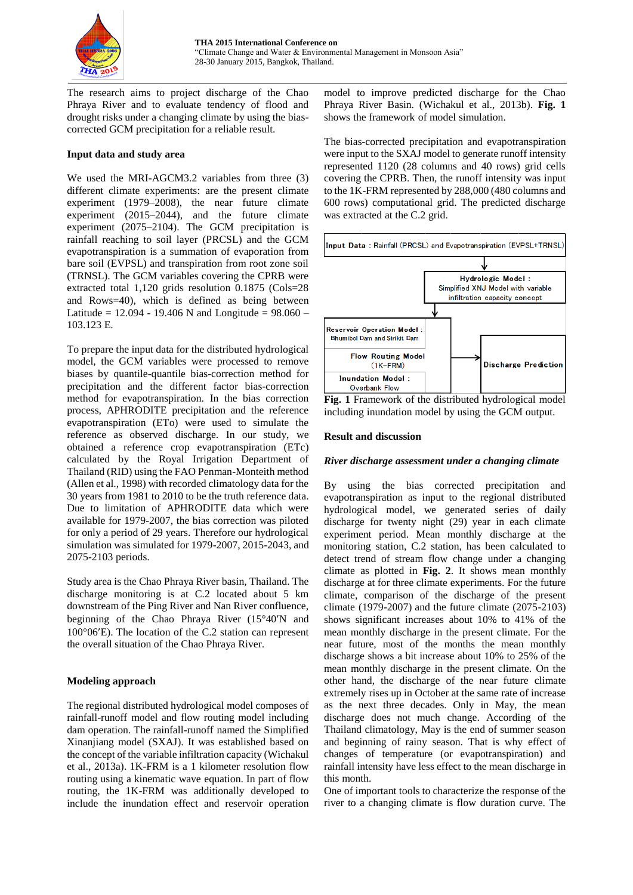The research aims to project discharge of the Chao Phraya River and to evaluate tendency of flood and drought risks under a changing climate by using the bias-corrected GCM precipitation for a reliable result.

## Input data and study area

We used the MRI-AGCM3.2 variables from three (3) different climate experiments: are the present climate experiment (1979–2008), the near future climate experiment (2015–2044), and the future climate experiment (2075–2104). The GCM precipitation is rainfall reaching to soil layer (PRCSL) and the GCM evapotranspiration is a summation of evaporation from bare soil (EVPSL) and transpiration from root zone soil (TRNSL). The GCM variables covering the CPRB were extracted total 1,120 grids resolution 0.1875 (Cols=28 and Rows=40), which is defined as being between Latitude = 12.094 - 19.406 N and Longitude = 98.060 – 103.123 E.

To prepare the input data for the distributed hydrological model, the GCM variables were processed to remove biases by quantile-quantile bias-correction method for precipitation and the different factor bias-correction method for evapotranspiration. In the bias correction process, APHRODITE precipitation and the reference evapotranspiration (ETo) were used to simulate the reference as observed discharge. In our study, we obtained a reference crop evapotranspiration (ETc) calculated by the Royal Irrigation Department of Thailand (RID) using the FAO Penman-Monteith method (Allen et al., 1998) with recorded climatology data for the 30 years from 1981 to 2010 to be the truth reference data. Due to limitation of APHRODITE data which were available for 1979-2007, the bias correction was piloted for only a period of 29 years. Therefore our hydrological simulation was simulated for 1979-2007, 2015-2043, and 2075-2103 periods.

Study area is the Chao Phraya River basin, Thailand. The discharge monitoring is at C.2 located about 5 km downstream of the Ping River and Nan River confluence, beginning of the Chao Phraya River (15°40′N and 100°06′E). The location of the C.2 station can represent the overall situation of the Chao Phraya River.

## Modeling approach

The regional distributed hydrological model composes of rainfall-runoff model and flow routing model including dam operation. The rainfall-runoff named the Simplified Xinanjiang model (SXAJ). It was established based on the concept of the variable infiltration capacity (Wichakul et al., 2013a). 1K-FRM is a 1 kilometer resolution flow routing using a kinematic wave equation. In part of flow routing, the 1K-FRM was additionally developed to include the inundation effect and reservoir operation model to improve predicted discharge for the Chao Phraya River Basin. (Wichakul et al., 2013b). **Fig. 1** shows the framework of model simulation.

The bias-corrected precipitation and evapotranspiration were input to the SXAJ model to generate runoff intensity represented 1120 (28 columns and 40 rows) grid cells covering the CPRB. Then, the runoff intensity was input to the 1K-FRM represented by 288,000 (480 columns and 600 rows) computational grid. The predicted discharge was extracted at the C.2 grid.

Input Data : Rainfall (PRCSL) and Evapotranspiration (EVPSL+TRNSL)

Hydrologic Model : Simplified XNJ Model with variable infiltration capacity concept

Reservoir Operation Model : Bhumibol Dam and Sirikit Dam

Flow Routing Model (1K-FRM)

Inundation Model : Overbank Flow

Discharge Prediction

**Fig. 1** Framework of the distributed hydrological model including inundation model by using the GCM output.

## Result and discussion

### *River discharge assessment under a changing climate*

By using the bias corrected precipitation and evapotranspiration as input to the regional distributed hydrological model, we generated series of daily discharge for twenty night (29) year in each climate experiment period. Mean monthly discharge at the monitoring station, C.2 station, has been calculated to detect trend of stream flow change under a changing climate as plotted in **Fig. 2**. It shows mean monthly discharge at for three climate experiments. For the future climate, comparison of the discharge of the present climate (1979-2007) and the future climate (2075-2103) shows significant increases about 10% to 41% of the mean monthly discharge in the present climate. For the near future, most of the months the mean monthly discharge shows a bit increase about 10% to 25% of the mean monthly discharge in the present climate. On the other hand, the discharge of the near future climate extremely rises up in October at the same rate of increase as the next three decades. Only in May, the mean discharge does not much change. According of the Thailand climatology, May is the end of summer season and beginning of rainy season. That is why effect of changes of temperature (or evapotranspiration) and rainfall intensity have less effect to the mean discharge in this month.

One of important tools to characterize the response of the river to a changing climate is flow duration curve. The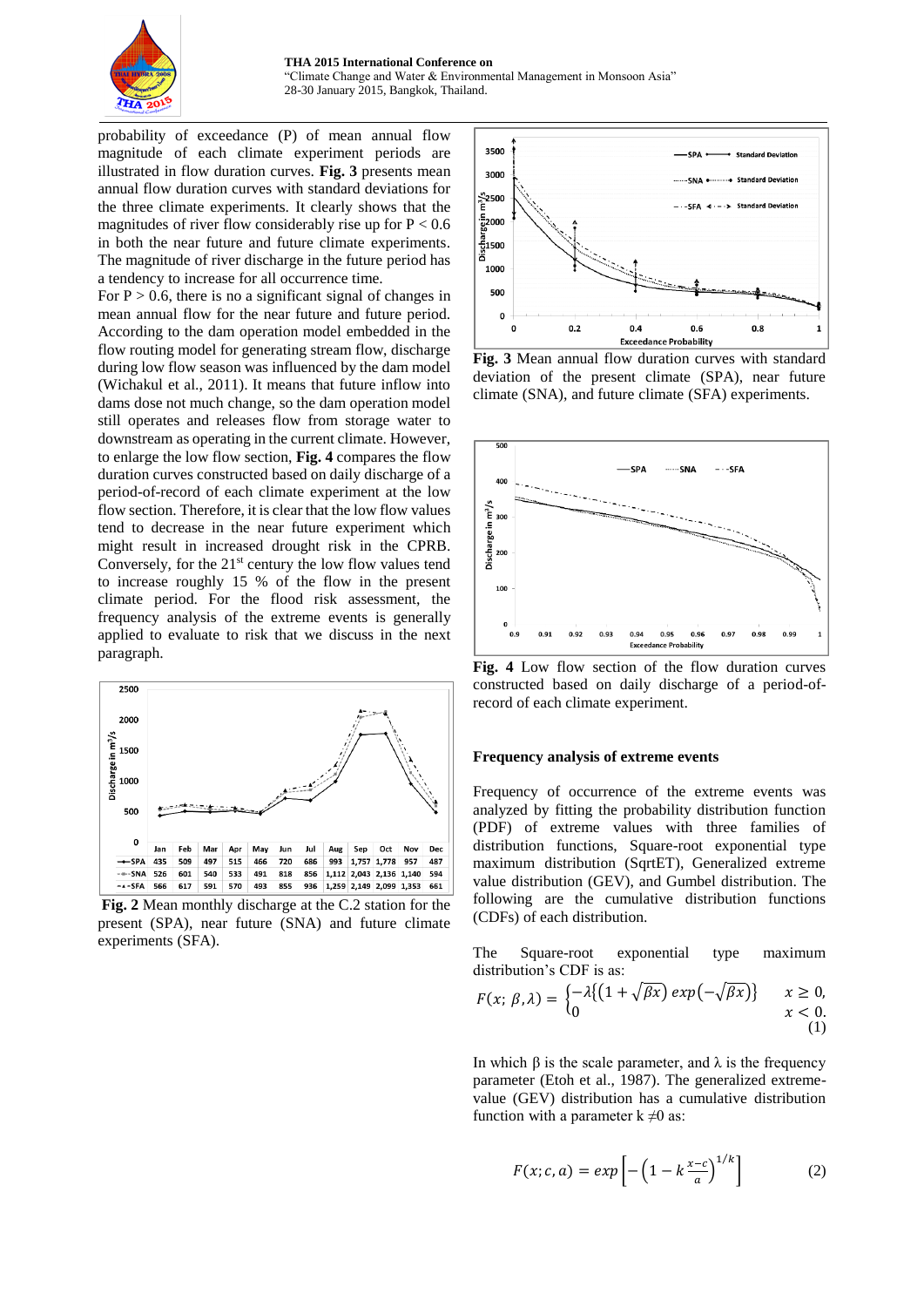probability of exceedance (P) of mean annual flow magnitude of each climate experiment periods are illustrated in flow duration curves. **Fig. 3** presents mean annual flow duration curves with standard deviations for the three climate experiments. It clearly shows that the magnitudes of river flow considerably rise up for $P < 0.6$ in both the near future and future climate experiments. The magnitude of river discharge in the future period has a tendency to increase for all occurrence time.

For $P > 0.6$, there is no a significant signal of changes in mean annual flow for the near future and future period. According to the dam operation model embedded in the flow routing model for generating stream flow, discharge during low flow season was influenced by the dam model (Wichakul et al., 2011). It means that future inflow into dams dose not much change, so the dam operation model still operates and releases flow from storage water to downstream as operating in the current climate. However, to enlarge the low flow section, **Fig. 4** compares the flow duration curves constructed based on daily discharge of a period-of-record of each climate experiment at the low flow section. Therefore, it is clear that the low flow values tend to decrease in the near future experiment which might result in increased drought risk in the CPRB. Conversely, for the 21st century the low flow values tend to increase roughly 15 % of the flow in the present climate period. For the flood risk assessment, the frequency analysis of the extreme events is generally applied to evaluate to risk that we discuss in the next paragraph.

| | Jan | Feb | Mar | Apr | May | Jun | Jul | Aug | Sep | Oct | Nov | Dec |
|---|---|---|---|---|---|---|---|---|---|---|---|---|
| SPA | 435 | 509 | 497 | 515 | 466 | 720 | 686 | 993 | 1,757 | 1,778 | 957 | 487 |
| SNA | 526 | 601 | 540 | 533 | 491 | 818 | 856 | 1,112 | 2,043 | 2,136 | 1,140 | 594 |
| SFA | 566 | 617 | 591 | 570 | 493 | 855 | 936 | 1,259 | 2,149 | 2,099 | 1,353 | 661 |

**Fig. 2** Mean monthly discharge at the C.2 station for the present (SPA), near future (SNA) and future climate experiments (SFA).

**Fig. 3** Mean annual flow duration curves with standard deviation of the present climate (SPA), near future climate (SNA), and future climate (SFA) experiments.

**Fig. 4** Low flow section of the flow duration curves constructed based on daily discharge of a period-of-record of each climate experiment.

## Frequency analysis of extreme events

Frequency of occurrence of the extreme events was analyzed by fitting the probability distribution function (PDF) of extreme values with three families of distribution functions, Square-root exponential type maximum distribution (SqrtET), Generalized extreme value distribution (GEV), and Gumbel distribution. The following are the cumulative distribution functions (CDFs) of each distribution.

The Square-root exponential type maximum distribution's CDF is as:

$$F(x;\, \beta, \lambda) = \begin{cases} -\lambda\{(1+\sqrt{\beta x})\, exp(-\sqrt{\beta x})\} & x \geq 0, \\ 0 & x < 0. \end{cases} \quad (1)$$

In which β is the scale parameter, and λ is the frequency parameter (Etoh et al., 1987). The generalized extreme-value (GEV) distribution has a cumulative distribution function with a parameter $k \neq 0$ as:

$$F(x; c, a) = exp\left[-\left(1 - k\frac{x-c}{a}\right)^{1/k}\right] \quad (2)$$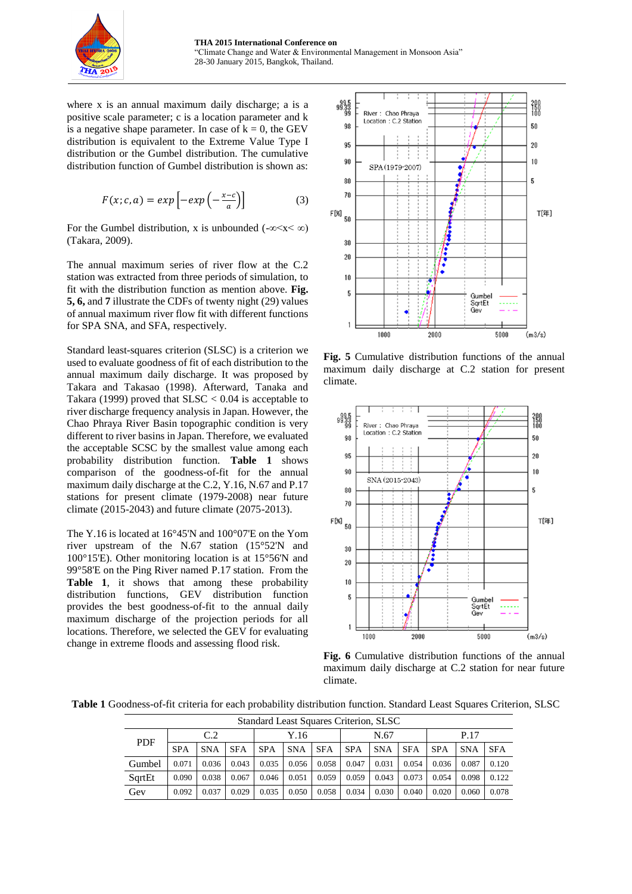where x is an annual maximum daily discharge; a is a positive scale parameter; c is a location parameter and k is a negative shape parameter. In case of k = 0, the GEV distribution is equivalent to the Extreme Value Type I distribution or the Gumbel distribution. The cumulative distribution function of Gumbel distribution is shown as:

$$F(x;c,a) = exp\left[-exp\left(-\frac{x-c}{a}\right)\right] \tag{3}$$

For the Gumbel distribution, x is unbounded ($-\infty < x < \infty$) (Takara, 2009).

The annual maximum series of river flow at the C.2 station was extracted from three periods of simulation, to fit with the distribution function as mention above. **Fig. 5, 6,** and **7** illustrate the CDFs of twenty night (29) values of annual maximum river flow fit with different functions for SPA SNA, and SFA, respectively.

Standard least-squares criterion (SLSC) is a criterion we used to evaluate goodness of fit of each distribution to the annual maximum daily discharge. It was proposed by Takara and Takasao (1998). Afterward, Tanaka and Takara (1999) proved that SLSC < 0.04 is acceptable to river discharge frequency analysis in Japan. However, the Chao Phraya River Basin topographic condition is very different to river basins in Japan. Therefore, we evaluated the acceptable SCSC by the smallest value among each probability distribution function. **Table 1** shows comparison of the goodness-of-fit for the annual maximum daily discharge at the C.2, Y.16, N.67 and P.17 stations for present climate (1979-2008) near future climate (2015-2043) and future climate (2075-2013).

The Y.16 is located at 16°45'N and 100°07'E on the Yom river upstream of the N.67 station (15°52'N and 100°15'E). Other monitoring location is at 15°56'N and 99°58'E on the Ping River named P.17 station. From the **Table 1**, it shows that among these probability distribution functions, GEV distribution function provides the best goodness-of-fit to the annual daily maximum discharge of the projection periods for all locations. Therefore, we selected the GEV for evaluating change in extreme floods and assessing flood risk.

**Fig. 5** Cumulative distribution functions of the annual maximum daily discharge at C.2 station for present climate.

**Fig. 6** Cumulative distribution functions of the annual maximum daily discharge at C.2 station for near future climate.

**Table 1** Goodness-of-fit criteria for each probability distribution function. Standard Least Squares Criterion, SLSC

| PDF | C.2 | | | Y.16 | | | N.67 | | | P.17 | | |
|---|---|---|---|---|---|---|---|---|---|---|---|---|
| | SPA | SNA | SFA | SPA | SNA | SFA | SPA | SNA | SFA | SPA | SNA | SFA |
| Gumbel | 0.071 | 0.036 | 0.043 | 0.035 | 0.056 | 0.058 | 0.047 | 0.031 | 0.054 | 0.036 | 0.087 | 0.120 |
| SqrtEt | 0.090 | 0.038 | 0.067 | 0.046 | 0.051 | 0.059 | 0.059 | 0.043 | 0.073 | 0.054 | 0.098 | 0.122 |
| Gev | 0.092 | 0.037 | 0.029 | 0.035 | 0.050 | 0.058 | 0.034 | 0.030 | 0.040 | 0.020 | 0.060 | 0.078 |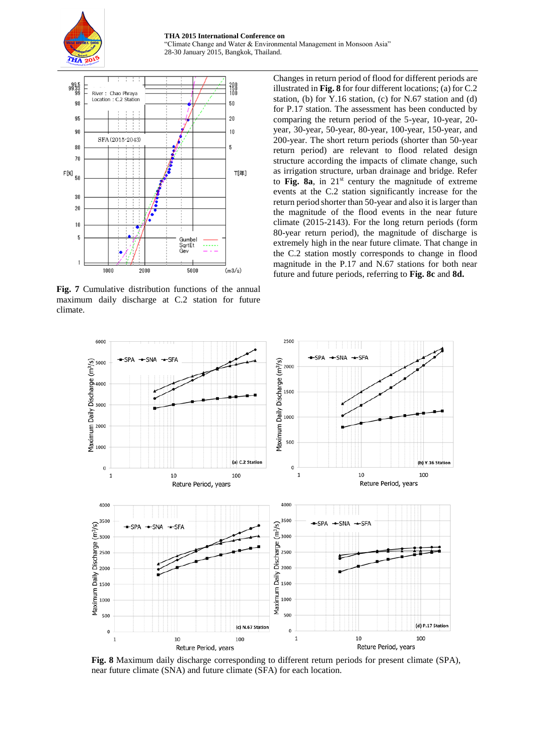Changes in return period of flood for different periods are illustrated in **Fig. 8** for four different locations; (a) for C.2 station, (b) for Y.16 station, (c) for N.67 station and (d) for P.17 station. The assessment has been conducted by comparing the return period of the 5-year, 10-year, 20-year, 30-year, 50-year, 80-year, 100-year, 150-year, and 200-year. The short return periods (shorter than 50-year return period) are relevant to flood related design structure according the impacts of climate change, such as irrigation structure, urban drainage and bridge. Refer to **Fig. 8a**, in 21[st] century the magnitude of extreme events at the C.2 station significantly increase for the return period shorter than 50-year and also it is larger than the magnitude of the flood events in the near future climate (2015-2143). For the long return periods (form 80-year return period), the magnitude of discharge is extremely high in the near future climate. That change in the C.2 station mostly corresponds to change in flood magnitude in the P.17 and N.67 stations for both near future and future periods, referring to **Fig. 8c** and **8d.**

**Fig. 7** Cumulative distribution functions of the annual maximum daily discharge at C.2 station for future climate.

**Fig. 8** Maximum daily discharge corresponding to different return periods for present climate (SPA), near future climate (SNA) and future climate (SFA) for each location.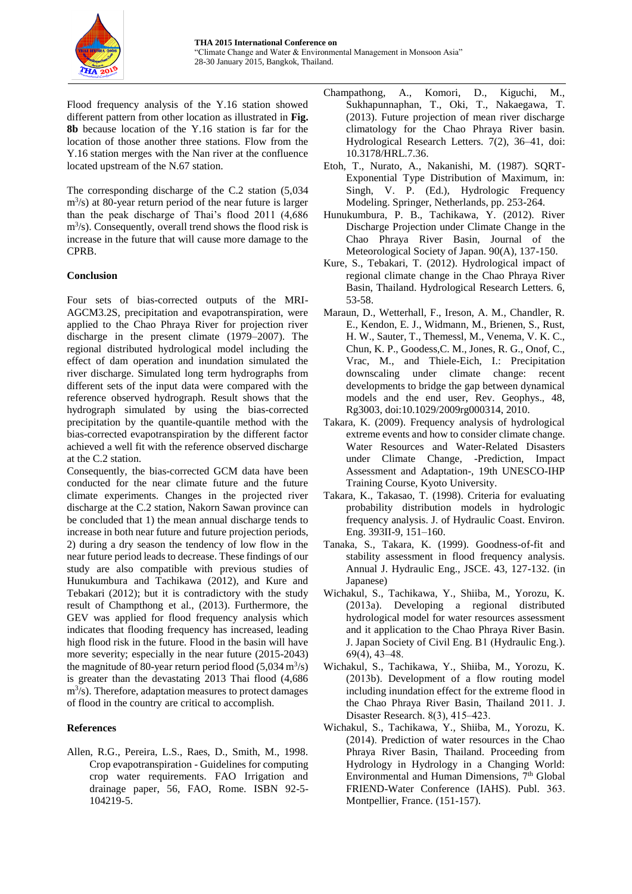Flood frequency analysis of the Y.16 station showed different pattern from other location as illustrated in **Fig. 8b** because location of the Y.16 station is far for the location of those another three stations. Flow from the Y.16 station merges with the Nan river at the confluence located upstream of the N.67 station.

The corresponding discharge of the C.2 station (5,034 $m^3/s$) at 80-year return period of the near future is larger than the peak discharge of Thai's flood 2011 (4,686 $m^3/s$). Consequently, overall trend shows the flood risk is increase in the future that will cause more damage to the CPRB.

**Conclusion**

Four sets of bias-corrected outputs of the MRI-AGCM3.2S, precipitation and evapotranspiration, were applied to the Chao Phraya River for projection river discharge in the present climate (1979–2007). The regional distributed hydrological model including the effect of dam operation and inundation simulated the river discharge. Simulated long term hydrographs from different sets of the input data were compared with the reference observed hydrograph. Result shows that the hydrograph simulated by using the bias-corrected precipitation by the quantile-quantile method with the bias-corrected evapotranspiration by the different factor achieved a well fit with the reference observed discharge at the C.2 station.

Consequently, the bias-corrected GCM data have been conducted for the near climate future and the future climate experiments. Changes in the projected river discharge at the C.2 station, Nakorn Sawan province can be concluded that 1) the mean annual discharge tends to increase in both near future and future projection periods, 2) during a dry season the tendency of low flow in the near future period leads to decrease. These findings of our study are also compatible with previous studies of Hunukumbura and Tachikawa (2012), and Kure and Tebakari (2012); but it is contradictory with the study result of Champthong et al., (2013). Furthermore, the GEV was applied for flood frequency analysis which indicates that flooding frequency has increased, leading high flood risk in the future. Flood in the basin will have more severity; especially in the near future (2015-2043) the magnitude of 80-year return period flood (5,034 $m^3/s$) is greater than the devastating 2013 Thai flood (4,686 $m^3/s$). Therefore, adaptation measures to protect damages of flood in the country are critical to accomplish.

**References**

Allen, R.G., Pereira, L.S., Raes, D., Smith, M., 1998. Crop evapotranspiration - Guidelines for computing crop water requirements. FAO Irrigation and drainage paper, 56, FAO, Rome. ISBN 92-5-104219-5.

Champathong, A., Komori, D., Kiguchi, M., Sukhapunnaphan, T., Oki, T., Nakaegawa, T. (2013). Future projection of mean river discharge climatology for the Chao Phraya River basin. Hydrological Research Letters. 7(2), 36–41, doi: 10.3178/HRL.7.36.

Etoh, T., Nurato, A., Nakanishi, M. (1987). SQRT-Exponential Type Distribution of Maximum, in: Singh, V. P. (Ed.), Hydrologic Frequency Modeling. Springer, Netherlands, pp. 253-264.

Hunukumbura, P. B., Tachikawa, Y. (2012). River Discharge Projection under Climate Change in the Chao Phraya River Basin, Journal of the Meteorological Society of Japan. 90(A), 137-150.

Kure, S., Tebakari, T. (2012). Hydrological impact of regional climate change in the Chao Phraya River Basin, Thailand. Hydrological Research Letters. 6, 53-58.

Maraun, D., Wetterhall, F., Ireson, A. M., Chandler, R. E., Kendon, E. J., Widmann, M., Brienen, S., Rust, H. W., Sauter, T., Themessl, M., Venema, V. K. C., Chun, K. P., Goodess,C. M., Jones, R. G., Onof, C., Vrac, M., and Thiele-Eich, I.: Precipitation downscaling under climate change: recent developments to bridge the gap between dynamical models and the end user, Rev. Geophys., 48, Rg3003, doi:10.1029/2009rg000314, 2010.

Takara, K. (2009). Frequency analysis of hydrological extreme events and how to consider climate change. Water Resources and Water-Related Disasters under Climate Change, -Prediction, Impact Assessment and Adaptation-, 19th UNESCO-IHP Training Course, Kyoto University.

Takara, K., Takasao, T. (1998). Criteria for evaluating probability distribution models in hydrologic frequency analysis. J. of Hydraulic Coast. Environ. Eng. 393II-9, 151–160.

Tanaka, S., Takara, K. (1999). Goodness-of-fit and stability assessment in flood frequency analysis. Annual J. Hydraulic Eng., JSCE. 43, 127-132. (in Japanese)

Wichakul, S., Tachikawa, Y., Shiiba, M., Yorozu, K. (2013a). Developing a regional distributed hydrological model for water resources assessment and it application to the Chao Phraya River Basin. J. Japan Society of Civil Eng. B1 (Hydraulic Eng.). 69(4), 43–48.

Wichakul, S., Tachikawa, Y., Shiiba, M., Yorozu, K. (2013b). Development of a flow routing model including inundation effect for the extreme flood in the Chao Phraya River Basin, Thailand 2011. J. Disaster Research. 8(3), 415–423.

Wichakul, S., Tachikawa, Y., Shiiba, M., Yorozu, K. (2014). Prediction of water resources in the Chao Phraya River Basin, Thailand. Proceeding from Hydrology in Hydrology in a Changing World: Environmental and Human Dimensions, 7th Global FRIEND-Water Conference (IAHS). Publ. 363. Montpellier, France. (151-157).